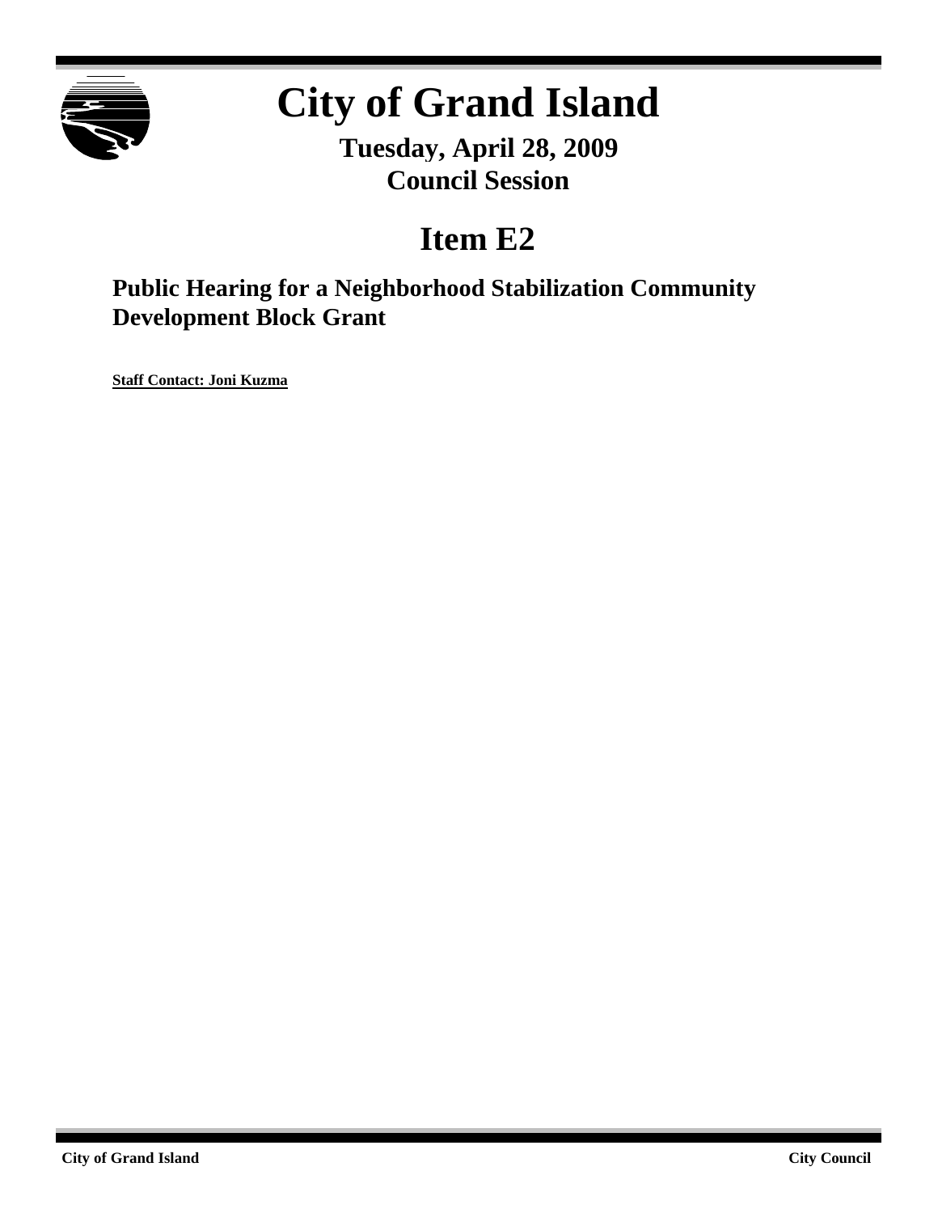# City of Grand Island

**Tuesday, April 28, 2009**
**Council Session**

## Item E2

### Public Hearing for a Neighborhood Stabilization Community Development Block Grant

**Staff Contact: Joni Kuzma**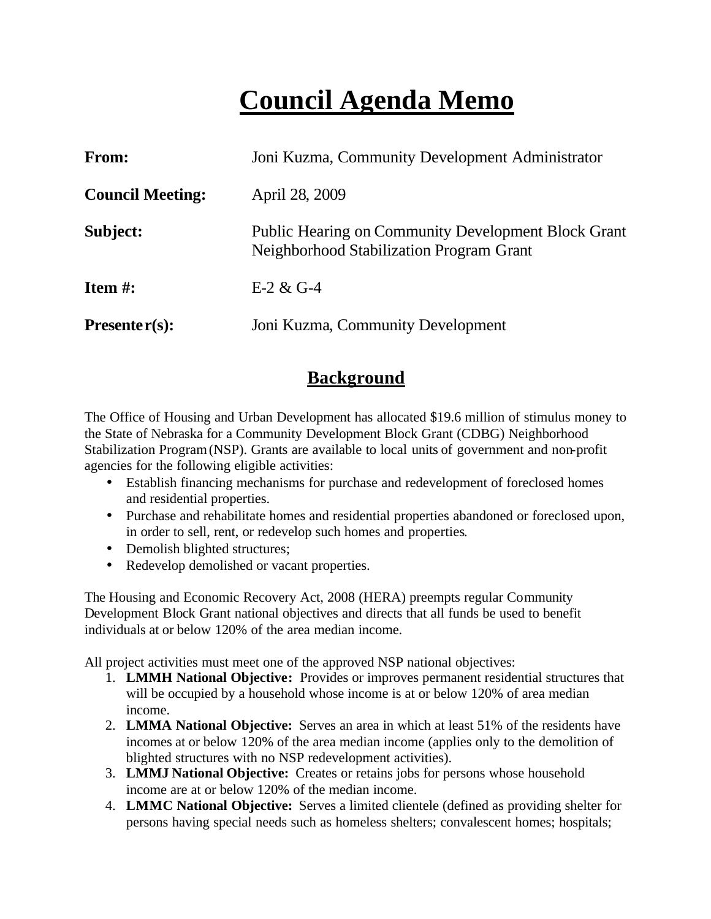# Council Agenda Memo

| | |
|---|---|
| **From:** | Joni Kuzma, Community Development Administrator |
| **Council Meeting:** | April 28, 2009 |
| **Subject:** | Public Hearing on Community Development Block Grant Neighborhood Stabilization Program Grant |
| **Item #:** | E-2 & G-4 |
| **Presenter(s):** | Joni Kuzma, Community Development |

## Background

The Office of Housing and Urban Development has allocated $19.6 million of stimulus money to the State of Nebraska for a Community Development Block Grant (CDBG) Neighborhood Stabilization Program (NSP). Grants are available to local units of government and non-profit agencies for the following eligible activities:

- Establish financing mechanisms for purchase and redevelopment of foreclosed homes and residential properties.
- Purchase and rehabilitate homes and residential properties abandoned or foreclosed upon, in order to sell, rent, or redevelop such homes and properties.
- Demolish blighted structures;
- Redevelop demolished or vacant properties.

The Housing and Economic Recovery Act, 2008 (HERA) preempts regular Community Development Block Grant national objectives and directs that all funds be used to benefit individuals at or below 120% of the area median income.

All project activities must meet one of the approved NSP national objectives:

1. **LMMH National Objective:** Provides or improves permanent residential structures that will be occupied by a household whose income is at or below 120% of area median income.
2. **LMMA National Objective:** Serves an area in which at least 51% of the residents have incomes at or below 120% of the area median income (applies only to the demolition of blighted structures with no NSP redevelopment activities).
3. **LMMJ National Objective:** Creates or retains jobs for persons whose household income are at or below 120% of the median income.
4. **LMMC National Objective:** Serves a limited clientele (defined as providing shelter for persons having special needs such as homeless shelters; convalescent homes; hospitals;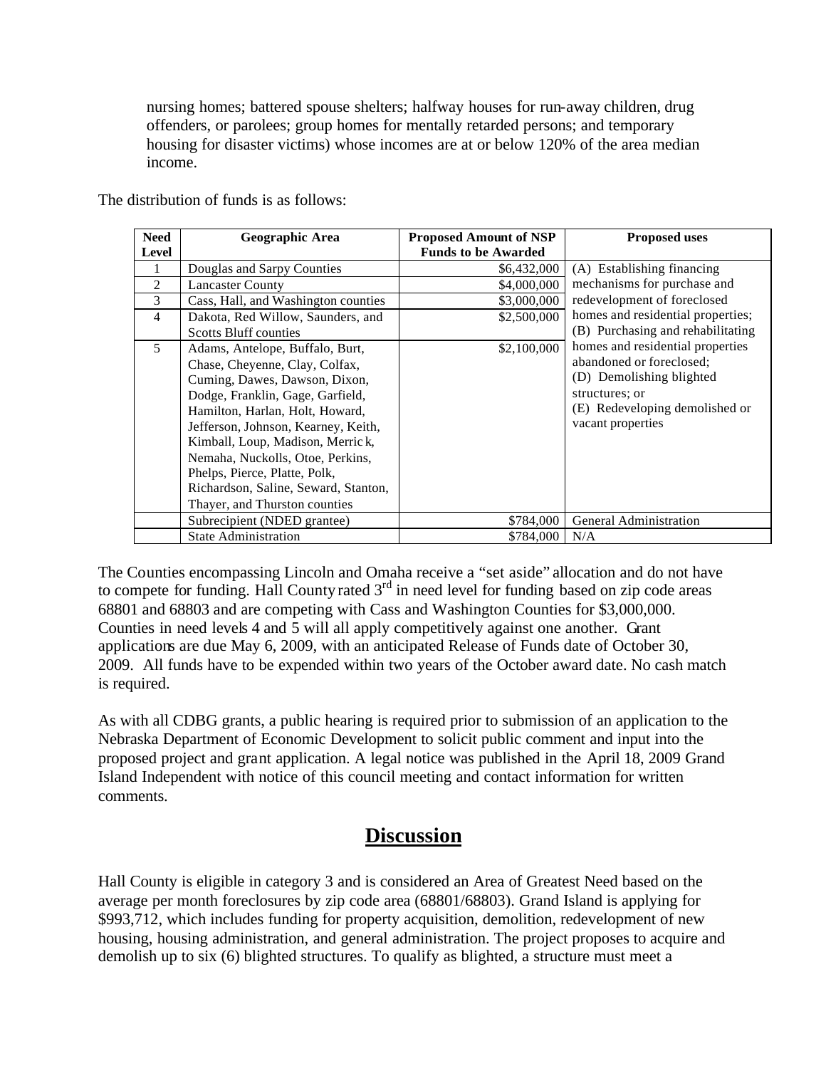nursing homes; battered spouse shelters; halfway houses for run-away children, drug offenders, or parolees; group homes for mentally retarded persons; and temporary housing for disaster victims) whose incomes are at or below 120% of the area median income.

The distribution of funds is as follows:

| Need Level | Geographic Area | Proposed Amount of NSP Funds to be Awarded | Proposed uses |
|---|---|---|---|
| 1 | Douglas and Sarpy Counties | \$6,432,000 | (A) Establishing financing mechanisms for purchase and redevelopment of foreclosed homes and residential properties; (B) Purchasing and rehabilitating homes and residential properties abandoned or foreclosed; (D) Demolishing blighted structures; or (E) Redeveloping demolished or vacant properties |
| 2 | Lancaster County | \$4,000,000 | |
| 3 | Cass, Hall, and Washington counties | \$3,000,000 | |
| 4 | Dakota, Red Willow, Saunders, and Scotts Bluff counties | \$2,500,000 | |
| 5 | Adams, Antelope, Buffalo, Burt, Chase, Cheyenne, Clay, Colfax, Cuming, Dawes, Dawson, Dixon, Dodge, Franklin, Gage, Garfield, Hamilton, Harlan, Holt, Howard, Jefferson, Johnson, Kearney, Keith, Kimball, Loup, Madison, Merrick, Nemaha, Nuckolls, Otoe, Perkins, Phelps, Pierce, Platte, Polk, Richardson, Saline, Seward, Stanton, Thayer, and Thurston counties | \$2,100,000 | |
| | Subrecipient (NDED grantee) | \$784,000 | General Administration |
| | State Administration | \$784,000 | N/A |

The Counties encompassing Lincoln and Omaha receive a "set aside" allocation and do not have to compete for funding. Hall County rated 3rd in need level for funding based on zip code areas 68801 and 68803 and are competing with Cass and Washington Counties for \$3,000,000. Counties in need levels 4 and 5 will all apply competitively against one another. Grant applications are due May 6, 2009, with an anticipated Release of Funds date of October 30, 2009. All funds have to be expended within two years of the October award date. No cash match is required.

As with all CDBG grants, a public hearing is required prior to submission of an application to the Nebraska Department of Economic Development to solicit public comment and input into the proposed project and grant application. A legal notice was published in the April 18, 2009 Grand Island Independent with notice of this council meeting and contact information for written comments.

## Discussion

Hall County is eligible in category 3 and is considered an Area of Greatest Need based on the average per month foreclosures by zip code area (68801/68803). Grand Island is applying for \$993,712, which includes funding for property acquisition, demolition, redevelopment of new housing, housing administration, and general administration. The project proposes to acquire and demolish up to six (6) blighted structures. To qualify as blighted, a structure must meet a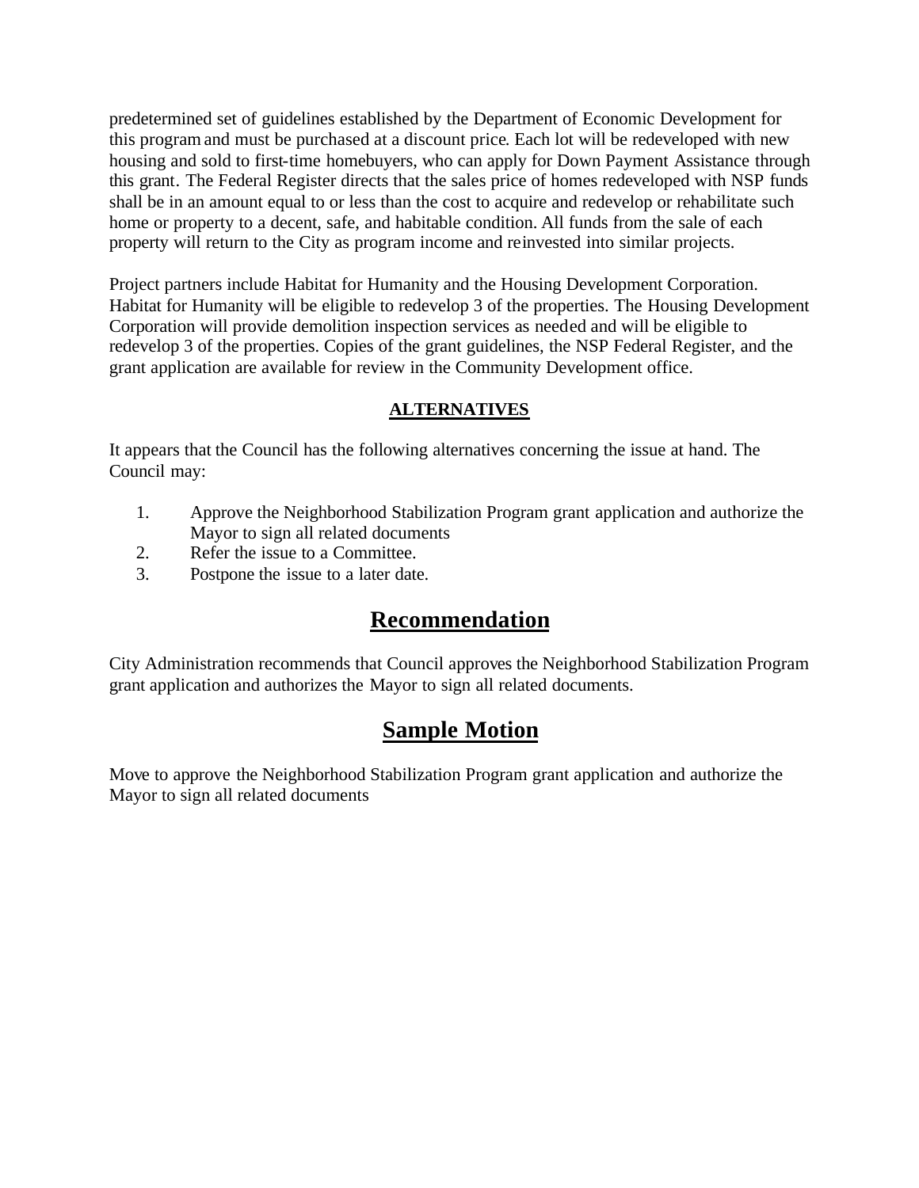predetermined set of guidelines established by the Department of Economic Development for this program and must be purchased at a discount price. Each lot will be redeveloped with new housing and sold to first-time homebuyers, who can apply for Down Payment Assistance through this grant. The Federal Register directs that the sales price of homes redeveloped with NSP funds shall be in an amount equal to or less than the cost to acquire and redevelop or rehabilitate such home or property to a decent, safe, and habitable condition. All funds from the sale of each property will return to the City as program income and reinvested into similar projects.

Project partners include Habitat for Humanity and the Housing Development Corporation. Habitat for Humanity will be eligible to redevelop 3 of the properties. The Housing Development Corporation will provide demolition inspection services as needed and will be eligible to redevelop 3 of the properties. Copies of the grant guidelines, the NSP Federal Register, and the grant application are available for review in the Community Development office.

### ALTERNATIVES

It appears that the Council has the following alternatives concerning the issue at hand. The Council may:

1. Approve the Neighborhood Stabilization Program grant application and authorize the Mayor to sign all related documents
2. Refer the issue to a Committee.
3. Postpone the issue to a later date.

## Recommendation

City Administration recommends that Council approves the Neighborhood Stabilization Program grant application and authorizes the Mayor to sign all related documents.

## Sample Motion

Move to approve the Neighborhood Stabilization Program grant application and authorize the Mayor to sign all related documents